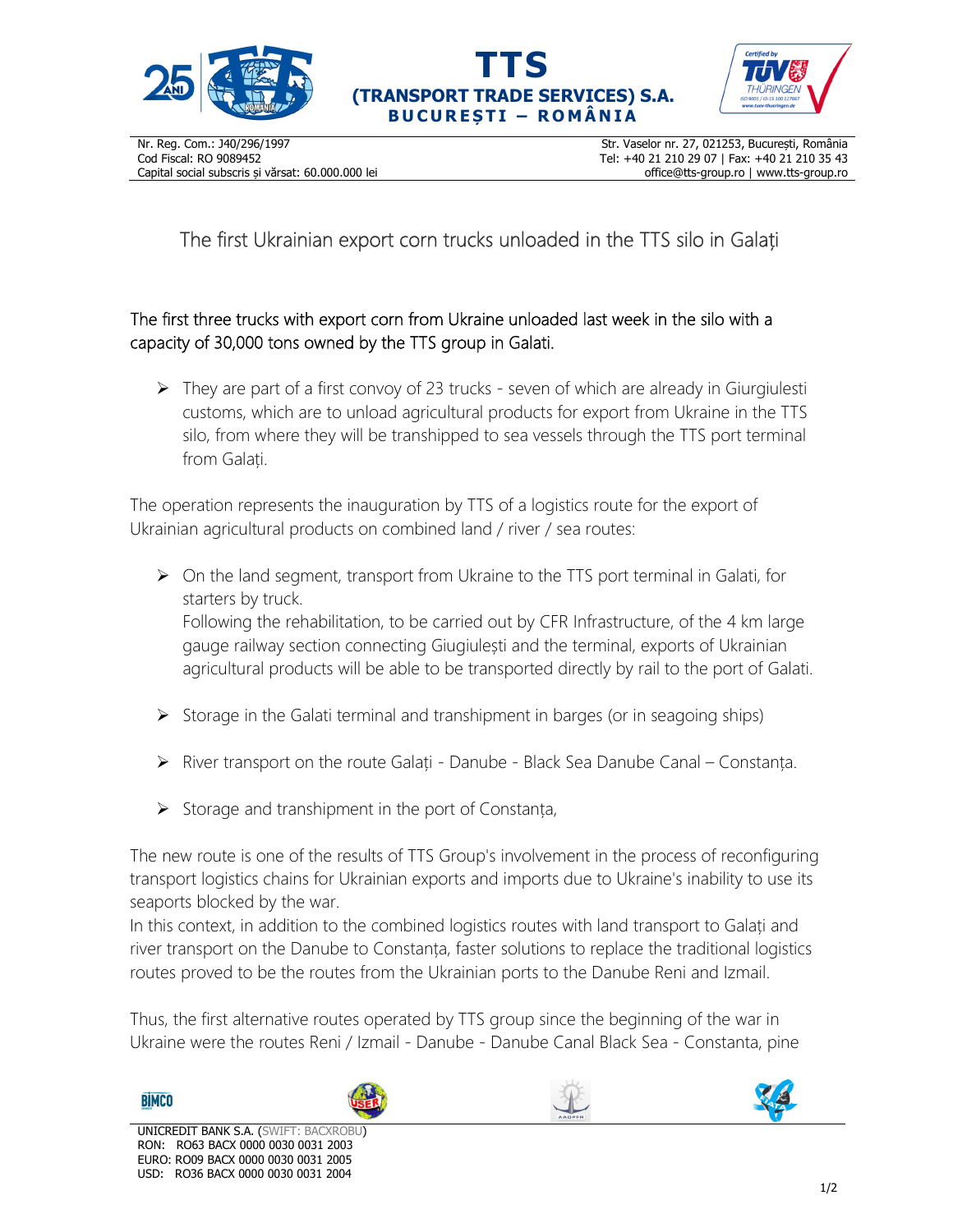# TTS
## (TRANSPORT TRADE SERVICES) S.A.
**BUCUREȘTI – ROMÂNIA**

Nr. Reg. Com.: J40/296/1997
Cod Fiscal: RO 9089452
Capital social subscris și vărsat: 60.000.000 lei

Str. Vaselor nr. 27, 021253, București, România
Tel: +40 21 210 29 07 | Fax: +40 21 210 35 43
office@tts-group.ro | www.tts-group.ro

## The first Ukrainian export corn trucks unloaded in the TTS silo in Galați

The first three trucks with export corn from Ukraine unloaded last week in the silo with a capacity of 30,000 tons owned by the TTS group in Galati.

- They are part of a first convoy of 23 trucks - seven of which are already in Giurgiulesti customs, which are to unload agricultural products for export from Ukraine in the TTS silo, from where they will be transhipped to sea vessels through the TTS port terminal from Galați.

The operation represents the inauguration by TTS of a logistics route for the export of Ukrainian agricultural products on combined land / river / sea routes:

- On the land segment, transport from Ukraine to the TTS port terminal in Galati, for starters by truck.
  Following the rehabilitation, to be carried out by CFR Infrastructure, of the 4 km large gauge railway section connecting Giugiulești and the terminal, exports of Ukrainian agricultural products will be able to be transported directly by rail to the port of Galati.
- Storage in the Galati terminal and transhipment in barges (or in seagoing ships)
- River transport on the route Galați - Danube - Black Sea Danube Canal – Constanța.
- Storage and transhipment in the port of Constanța,

The new route is one of the results of TTS Group's involvement in the process of reconfiguring transport logistics chains for Ukrainian exports and imports due to Ukraine's inability to use its seaports blocked by the war.
In this context, in addition to the combined logistics routes with land transport to Galați and river transport on the Danube to Constanța, faster solutions to replace the traditional logistics routes proved to be the routes from the Ukrainian ports to the Danube Reni and Izmail.

Thus, the first alternative routes operated by TTS group since the beginning of the war in Ukraine were the routes Reni / Izmail - Danube - Danube Canal Black Sea - Constanta, pine

UNICREDIT BANK S.A. (SWIFT: BACXROBU)
RON: RO63 BACX 0000 0030 0031 2003
EURO: RO09 BACX 0000 0030 0031 2005
USD: RO36 BACX 0000 0030 0031 2004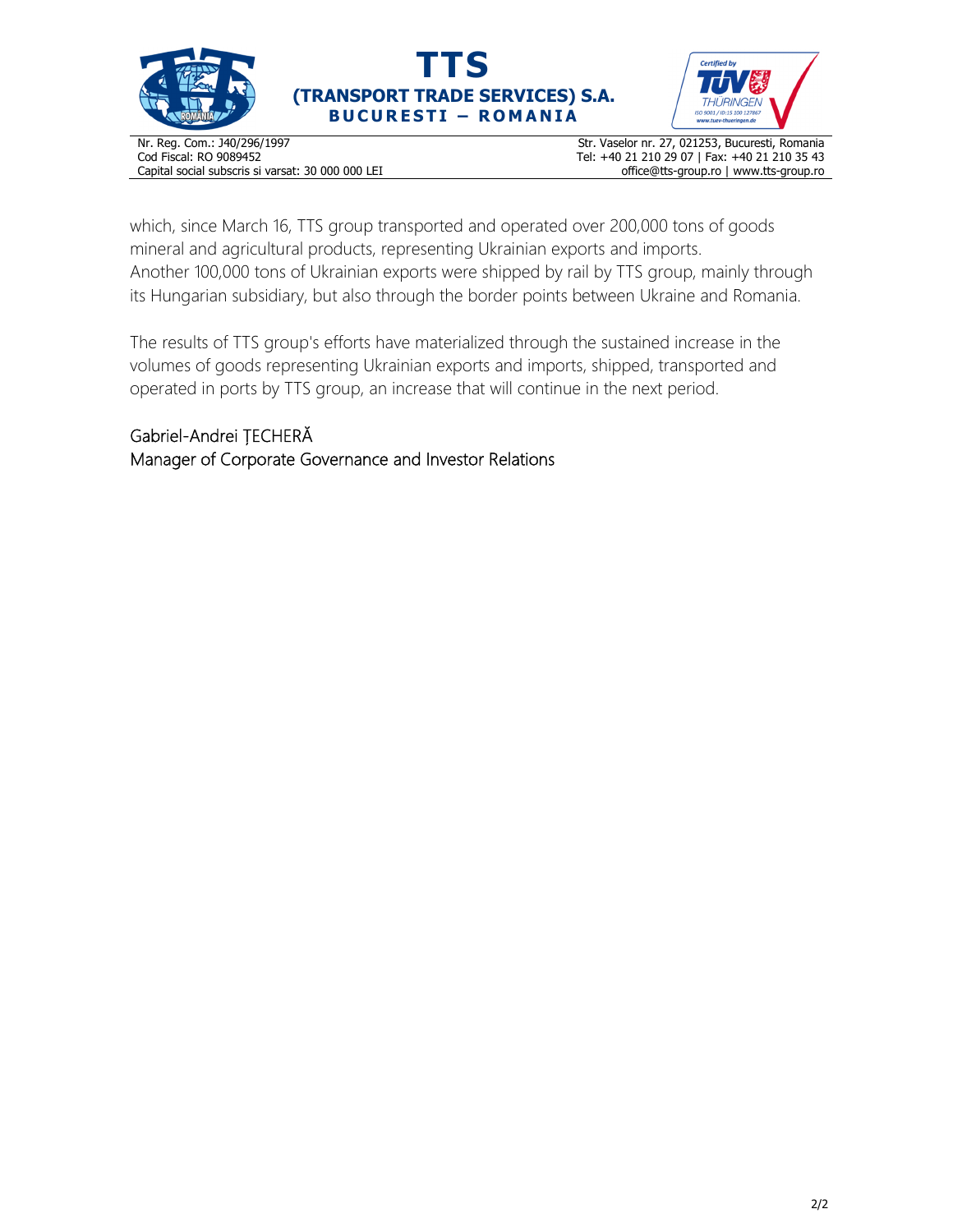which, since March 16, TTS group transported and operated over 200,000 tons of goods mineral and agricultural products, representing Ukrainian exports and imports.
Another 100,000 tons of Ukrainian exports were shipped by rail by TTS group, mainly through its Hungarian subsidiary, but also through the border points between Ukraine and Romania.

The results of TTS group's efforts have materialized through the sustained increase in the volumes of goods representing Ukrainian exports and imports, shipped, transported and operated in ports by TTS group, an increase that will continue in the next period.

Gabriel-Andrei ȚECHERĂ
Manager of Corporate Governance and Investor Relations